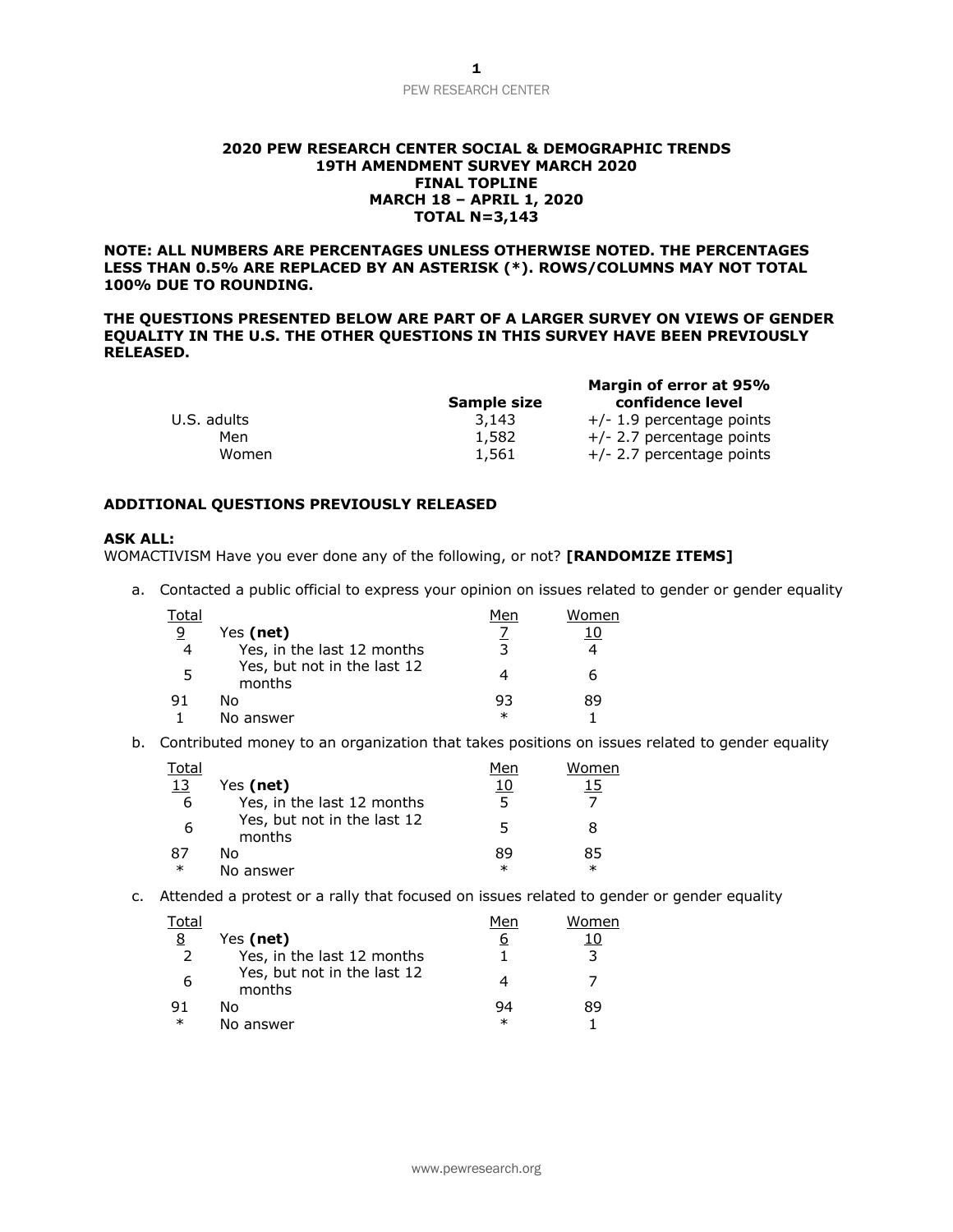**2020 PEW RESEARCH CENTER SOCIAL & DEMOGRAPHIC TRENDS**
**19TH AMENDMENT SURVEY MARCH 2020**
**FINAL TOPLINE**
**MARCH 18 – APRIL 1, 2020**
**TOTAL N=3,143**

**NOTE: ALL NUMBERS ARE PERCENTAGES UNLESS OTHERWISE NOTED. THE PERCENTAGES LESS THAN 0.5% ARE REPLACED BY AN ASTERISK (*). ROWS/COLUMNS MAY NOT TOTAL 100% DUE TO ROUNDING.**

**THE QUESTIONS PRESENTED BELOW ARE PART OF A LARGER SURVEY ON VIEWS OF GENDER EQUALITY IN THE U.S. THE OTHER QUESTIONS IN THIS SURVEY HAVE BEEN PREVIOUSLY RELEASED.**

| | Sample size | Margin of error at 95% confidence level |
|---|---|---|
| U.S. adults | 3,143 | +/- 1.9 percentage points |
| Men | 1,582 | +/- 2.7 percentage points |
| Women | 1,561 | +/- 2.7 percentage points |

**ADDITIONAL QUESTIONS PREVIOUSLY RELEASED**

**ASK ALL:**
WOMACTIVISM Have you ever done any of the following, or not? **[RANDOMIZE ITEMS]**

a. Contacted a public official to express your opinion on issues related to gender or gender equality

| Total | | Men | Women |
|---|---|---|---|
| 9 | Yes **(net)** | 7 | 10 |
| 4 | Yes, in the last 12 months | 3 | 4 |
| 5 | Yes, but not in the last 12 months | 4 | 6 |
| 91 | No | 93 | 89 |
| 1 | No answer | * | 1 |

b. Contributed money to an organization that takes positions on issues related to gender equality

| Total | | Men | Women |
|---|---|---|---|
| 13 | Yes **(net)** | 10 | 15 |
| 6 | Yes, in the last 12 months | 5 | 7 |
| 6 | Yes, but not in the last 12 months | 5 | 8 |
| 87 | No | 89 | 85 |
| * | No answer | * | * |

c. Attended a protest or a rally that focused on issues related to gender or gender equality

| Total | | Men | Women |
|---|---|---|---|
| 8 | Yes **(net)** | 6 | 10 |
| 2 | Yes, in the last 12 months | 1 | 3 |
| 6 | Yes, but not in the last 12 months | 4 | 7 |
| 91 | No | 94 | 89 |
| * | No answer | * | 1 |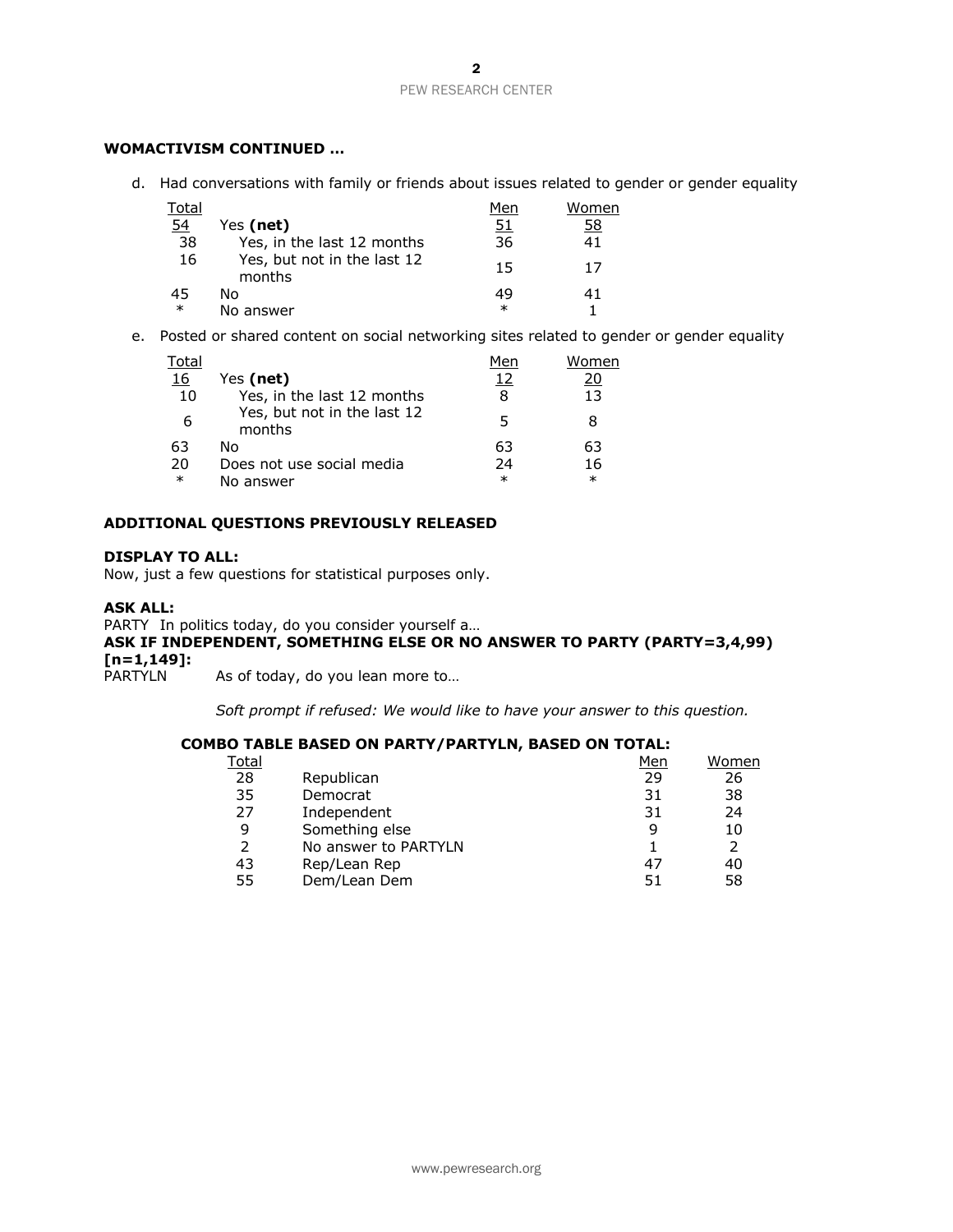**WOMACTIVISM CONTINUED …**

d. Had conversations with family or friends about issues related to gender or gender equality

| Total | | Men | Women |
|---|---|---|---|
| 54 | Yes **(net)** | 51 | 58 |
| 38 | Yes, in the last 12 months | 36 | 41 |
| 16 | Yes, but not in the last 12 months | 15 | 17 |
| 45 | No | 49 | 41 |
| * | No answer | * | 1 |

e. Posted or shared content on social networking sites related to gender or gender equality

| Total | | Men | Women |
|---|---|---|---|
| 16 | Yes **(net)** | 12 | 20 |
| 10 | Yes, in the last 12 months | 8 | 13 |
| 6 | Yes, but not in the last 12 months | 5 | 8 |
| 63 | No | 63 | 63 |
| 20 | Does not use social media | 24 | 16 |
| * | No answer | * | * |

**ADDITIONAL QUESTIONS PREVIOUSLY RELEASED**

**DISPLAY TO ALL:**
Now, just a few questions for statistical purposes only.

**ASK ALL:**
PARTY In politics today, do you consider yourself a…
**ASK IF INDEPENDENT, SOMETHING ELSE OR NO ANSWER TO PARTY (PARTY=3,4,99) [n=1,149]:**
PARTYLN As of today, do you lean more to…

*Soft prompt if refused: We would like to have your answer to this question.*

**COMBO TABLE BASED ON PARTY/PARTYLN, BASED ON TOTAL:**

| Total | | Men | Women |
|---|---|---|---|
| 28 | Republican | 29 | 26 |
| 35 | Democrat | 31 | 38 |
| 27 | Independent | 31 | 24 |
| 9 | Something else | 9 | 10 |
| 2 | No answer to PARTYLN | 1 | 2 |
| 43 | Rep/Lean Rep | 47 | 40 |
| 55 | Dem/Lean Dem | 51 | 58 |